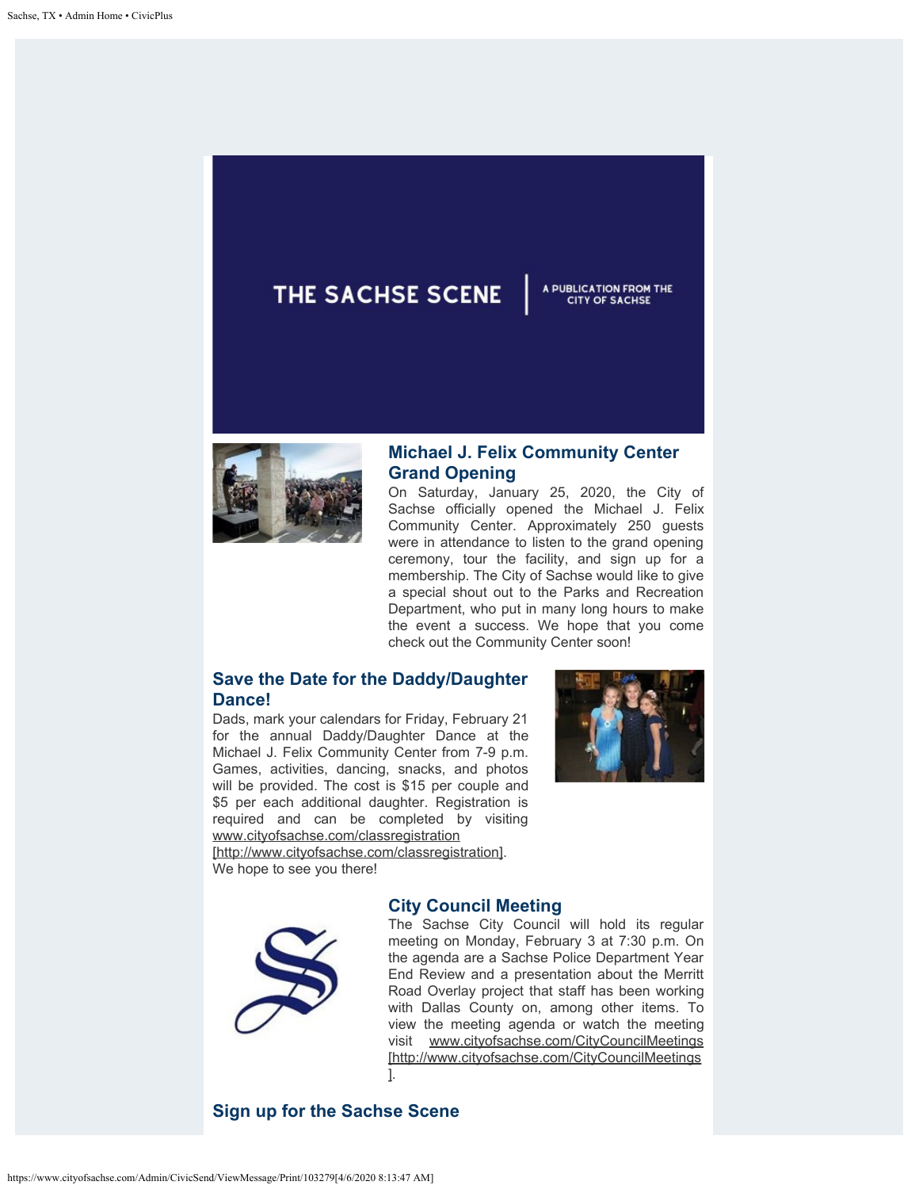THE SACHSE SCENE | A PUBLICATION FROM THE CITY OF SACHSE

## Michael J. Felix Community Center Grand Opening

On Saturday, January 25, 2020, the City of Sachse officially opened the Michael J. Felix Community Center. Approximately 250 guests were in attendance to listen to the grand opening ceremony, tour the facility, and sign up for a membership. The City of Sachse would like to give a special shout out to the Parks and Recreation Department, who put in many long hours to make the event a success. We hope that you come check out the Community Center soon!

## Save the Date for the Daddy/Daughter Dance!

Dads, mark your calendars for Friday, February 21 for the annual Daddy/Daughter Dance at the Michael J. Felix Community Center from 7-9 p.m. Games, activities, dancing, snacks, and photos will be provided. The cost is $15 per couple and $5 per each additional daughter. Registration is required and can be completed by visiting www.cityofsachse.com/classregistration [http://www.cityofsachse.com/classregistration]. We hope to see you there!

## City Council Meeting

The Sachse City Council will hold its regular meeting on Monday, February 3 at 7:30 p.m. On the agenda are a Sachse Police Department Year End Review and a presentation about the Merritt Road Overlay project that staff has been working with Dallas County on, among other items. To view the meeting agenda or watch the meeting visit www.cityofsachse.com/CityCouncilMeetings [http://www.cityofsachse.com/CityCouncilMeetings].

## Sign up for the Sachse Scene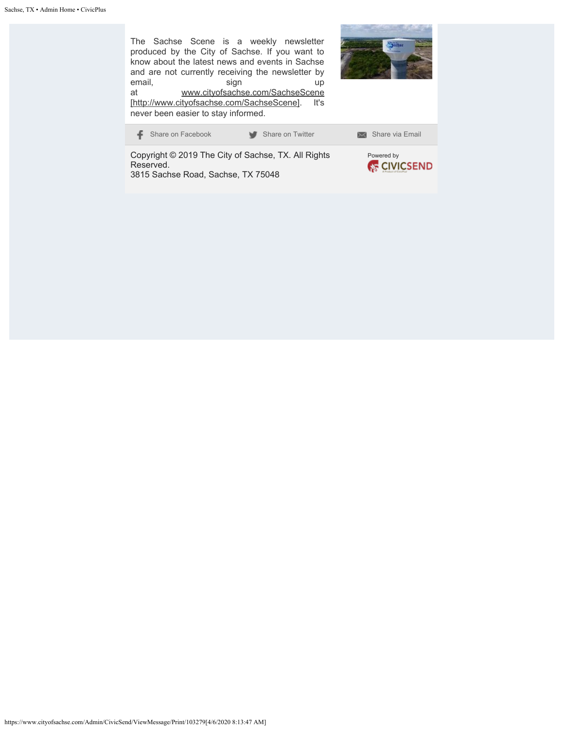The Sachse Scene is a weekly newsletter produced by the City of Sachse. If you want to know about the latest news and events in Sachse and are not currently receiving the newsletter by email, sign up at www.cityofsachse.com/SachseScene [http://www.cityofsachse.com/SachseScene]. It's never been easier to stay informed.

Share on Facebook Share on Twitter Share via Email

Copyright © 2019 The City of Sachse, TX. All Rights Reserved.
3815 Sachse Road, Sachse, TX 75048

Powered by CIVICSEND